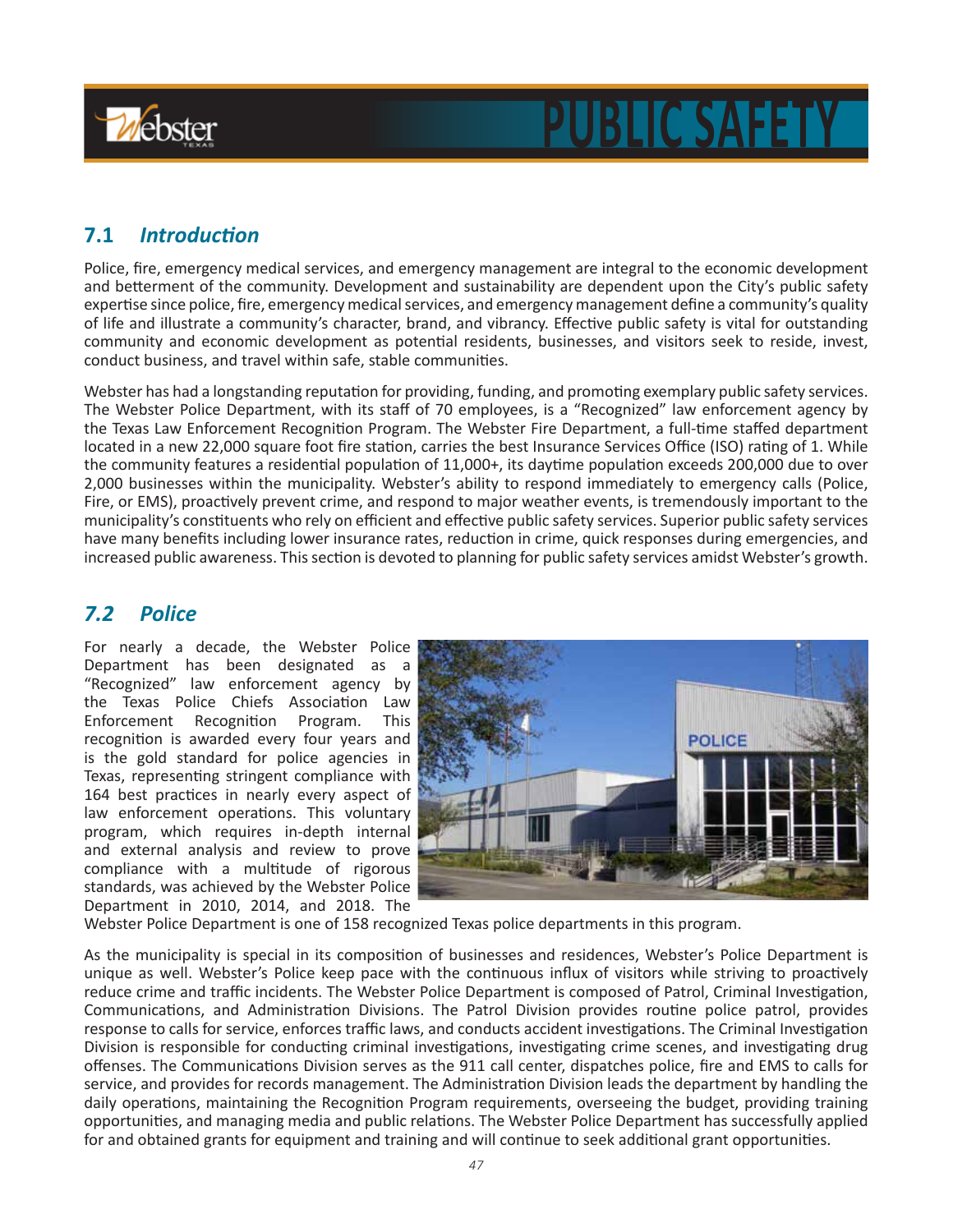# PUBLIC SAFETY

## 7.1 *Introduction*

Police, fire, emergency medical services, and emergency management are integral to the economic development and betterment of the community. Development and sustainability are dependent upon the City's public safety expertise since police, fire, emergency medical services, and emergency management define a community's quality of life and illustrate a community's character, brand, and vibrancy. Effective public safety is vital for outstanding community and economic development as potential residents, businesses, and visitors seek to reside, invest, conduct business, and travel within safe, stable communities.

Webster has had a longstanding reputation for providing, funding, and promoting exemplary public safety services. The Webster Police Department, with its staff of 70 employees, is a "Recognized" law enforcement agency by the Texas Law Enforcement Recognition Program. The Webster Fire Department, a full-time staffed department located in a new 22,000 square foot fire station, carries the best Insurance Services Office (ISO) rating of 1. While the community features a residential population of 11,000+, its daytime population exceeds 200,000 due to over 2,000 businesses within the municipality. Webster's ability to respond immediately to emergency calls (Police, Fire, or EMS), proactively prevent crime, and respond to major weather events, is tremendously important to the municipality's constituents who rely on efficient and effective public safety services. Superior public safety services have many benefits including lower insurance rates, reduction in crime, quick responses during emergencies, and increased public awareness. This section is devoted to planning for public safety services amidst Webster's growth.

## *7.2 Police*

For nearly a decade, the Webster Police Department has been designated as a "Recognized" law enforcement agency by the Texas Police Chiefs Association Law Enforcement Recognition Program. This recognition is awarded every four years and is the gold standard for police agencies in Texas, representing stringent compliance with 164 best practices in nearly every aspect of law enforcement operations. This voluntary program, which requires in-depth internal and external analysis and review to prove compliance with a multitude of rigorous standards, was achieved by the Webster Police Department in 2010, 2014, and 2018. The Webster Police Department is one of 158 recognized Texas police departments in this program.

As the municipality is special in its composition of businesses and residences, Webster's Police Department is unique as well. Webster's Police keep pace with the continuous influx of visitors while striving to proactively reduce crime and traffic incidents. The Webster Police Department is composed of Patrol, Criminal Investigation, Communications, and Administration Divisions. The Patrol Division provides routine police patrol, provides response to calls for service, enforces traffic laws, and conducts accident investigations. The Criminal Investigation Division is responsible for conducting criminal investigations, investigating crime scenes, and investigating drug offenses. The Communications Division serves as the 911 call center, dispatches police, fire and EMS to calls for service, and provides for records management. The Administration Division leads the department by handling the daily operations, maintaining the Recognition Program requirements, overseeing the budget, providing training opportunities, and managing media and public relations. The Webster Police Department has successfully applied for and obtained grants for equipment and training and will continue to seek additional grant opportunities.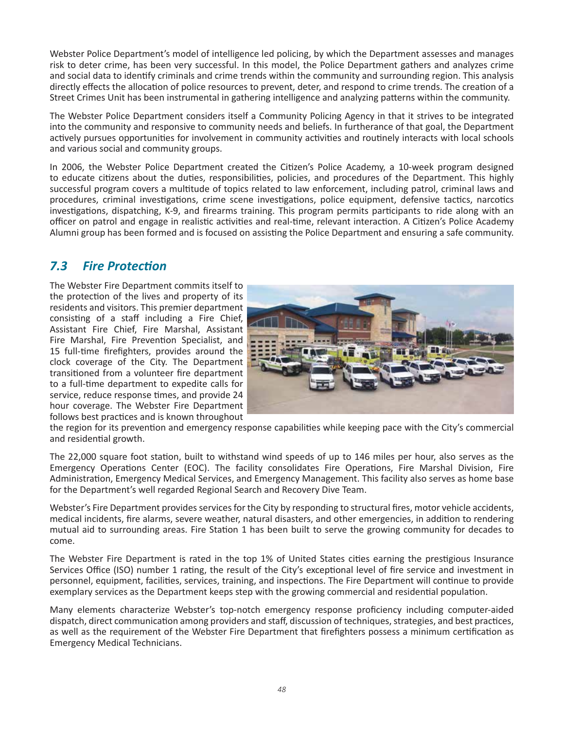Webster Police Department's model of intelligence led policing, by which the Department assesses and manages risk to deter crime, has been very successful. In this model, the Police Department gathers and analyzes crime and social data to identify criminals and crime trends within the community and surrounding region. This analysis directly effects the allocation of police resources to prevent, deter, and respond to crime trends. The creation of a Street Crimes Unit has been instrumental in gathering intelligence and analyzing patterns within the community.

The Webster Police Department considers itself a Community Policing Agency in that it strives to be integrated into the community and responsive to community needs and beliefs. In furtherance of that goal, the Department actively pursues opportunities for involvement in community activities and routinely interacts with local schools and various social and community groups.

In 2006, the Webster Police Department created the Citizen's Police Academy, a 10-week program designed to educate citizens about the duties, responsibilities, policies, and procedures of the Department. This highly successful program covers a multitude of topics related to law enforcement, including patrol, criminal laws and procedures, criminal investigations, crime scene investigations, police equipment, defensive tactics, narcotics investigations, dispatching, K-9, and firearms training. This program permits participants to ride along with an officer on patrol and engage in realistic activities and real-time, relevant interaction. A Citizen's Police Academy Alumni group has been formed and is focused on assisting the Police Department and ensuring a safe community.

## *7.3 Fire Protection*

The Webster Fire Department commits itself to the protection of the lives and property of its residents and visitors. This premier department consisting of a staff including a Fire Chief, Assistant Fire Chief, Fire Marshal, Assistant Fire Marshal, Fire Prevention Specialist, and 15 full-time firefighters, provides around the clock coverage of the City. The Department transitioned from a volunteer fire department to a full-time department to expedite calls for service, reduce response times, and provide 24 hour coverage. The Webster Fire Department follows best practices and is known throughout the region for its prevention and emergency response capabilities while keeping pace with the City's commercial and residential growth.

The 22,000 square foot station, built to withstand wind speeds of up to 146 miles per hour, also serves as the Emergency Operations Center (EOC). The facility consolidates Fire Operations, Fire Marshal Division, Fire Administration, Emergency Medical Services, and Emergency Management. This facility also serves as home base for the Department's well regarded Regional Search and Recovery Dive Team.

Webster's Fire Department provides services for the City by responding to structural fires, motor vehicle accidents, medical incidents, fire alarms, severe weather, natural disasters, and other emergencies, in addition to rendering mutual aid to surrounding areas. Fire Station 1 has been built to serve the growing community for decades to come.

The Webster Fire Department is rated in the top 1% of United States cities earning the prestigious Insurance Services Office (ISO) number 1 rating, the result of the City's exceptional level of fire service and investment in personnel, equipment, facilities, services, training, and inspections. The Fire Department will continue to provide exemplary services as the Department keeps step with the growing commercial and residential population.

Many elements characterize Webster's top-notch emergency response proficiency including computer-aided dispatch, direct communication among providers and staff, discussion of techniques, strategies, and best practices, as well as the requirement of the Webster Fire Department that firefighters possess a minimum certification as Emergency Medical Technicians.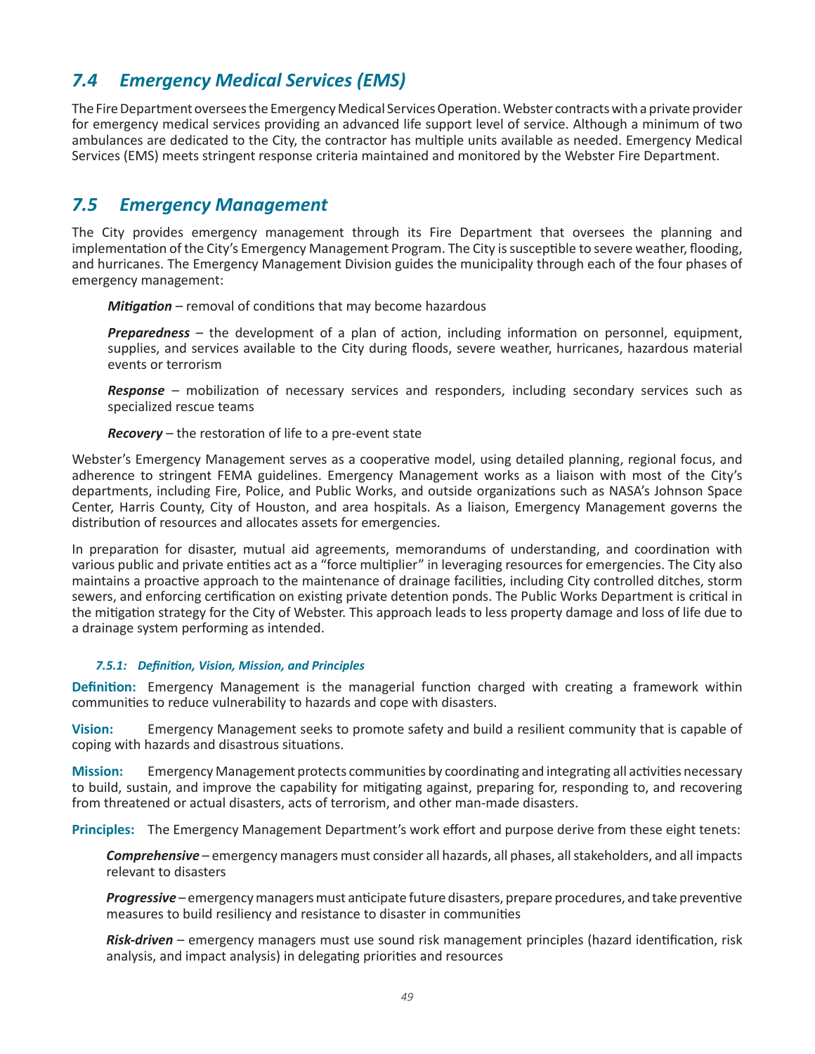## *7.4 Emergency Medical Services (EMS)*

The Fire Department oversees the Emergency Medical Services Operation. Webster contracts with a private provider for emergency medical services providing an advanced life support level of service. Although a minimum of two ambulances are dedicated to the City, the contractor has multiple units available as needed. Emergency Medical Services (EMS) meets stringent response criteria maintained and monitored by the Webster Fire Department.

## *7.5 Emergency Management*

The City provides emergency management through its Fire Department that oversees the planning and implementation of the City's Emergency Management Program. The City is susceptible to severe weather, flooding, and hurricanes. The Emergency Management Division guides the municipality through each of the four phases of emergency management:

***Mitigation*** – removal of conditions that may become hazardous

***Preparedness*** – the development of a plan of action, including information on personnel, equipment, supplies, and services available to the City during floods, severe weather, hurricanes, hazardous material events or terrorism

***Response*** – mobilization of necessary services and responders, including secondary services such as specialized rescue teams

***Recovery*** – the restoration of life to a pre-event state

Webster's Emergency Management serves as a cooperative model, using detailed planning, regional focus, and adherence to stringent FEMA guidelines. Emergency Management works as a liaison with most of the City's departments, including Fire, Police, and Public Works, and outside organizations such as NASA's Johnson Space Center, Harris County, City of Houston, and area hospitals. As a liaison, Emergency Management governs the distribution of resources and allocates assets for emergencies.

In preparation for disaster, mutual aid agreements, memorandums of understanding, and coordination with various public and private entities act as a "force multiplier" in leveraging resources for emergencies. The City also maintains a proactive approach to the maintenance of drainage facilities, including City controlled ditches, storm sewers, and enforcing certification on existing private detention ponds. The Public Works Department is critical in the mitigation strategy for the City of Webster. This approach leads to less property damage and loss of life due to a drainage system performing as intended.

#### *7.5.1: Definition, Vision, Mission, and Principles*

**Definition:** Emergency Management is the managerial function charged with creating a framework within communities to reduce vulnerability to hazards and cope with disasters.

**Vision:** Emergency Management seeks to promote safety and build a resilient community that is capable of coping with hazards and disastrous situations.

**Mission:** Emergency Management protects communities by coordinating and integrating all activities necessary to build, sustain, and improve the capability for mitigating against, preparing for, responding to, and recovering from threatened or actual disasters, acts of terrorism, and other man-made disasters.

**Principles:** The Emergency Management Department's work effort and purpose derive from these eight tenets:

***Comprehensive*** – emergency managers must consider all hazards, all phases, all stakeholders, and all impacts relevant to disasters

***Progressive*** – emergency managers must anticipate future disasters, prepare procedures, and take preventive measures to build resiliency and resistance to disaster in communities

***Risk-driven*** – emergency managers must use sound risk management principles (hazard identification, risk analysis, and impact analysis) in delegating priorities and resources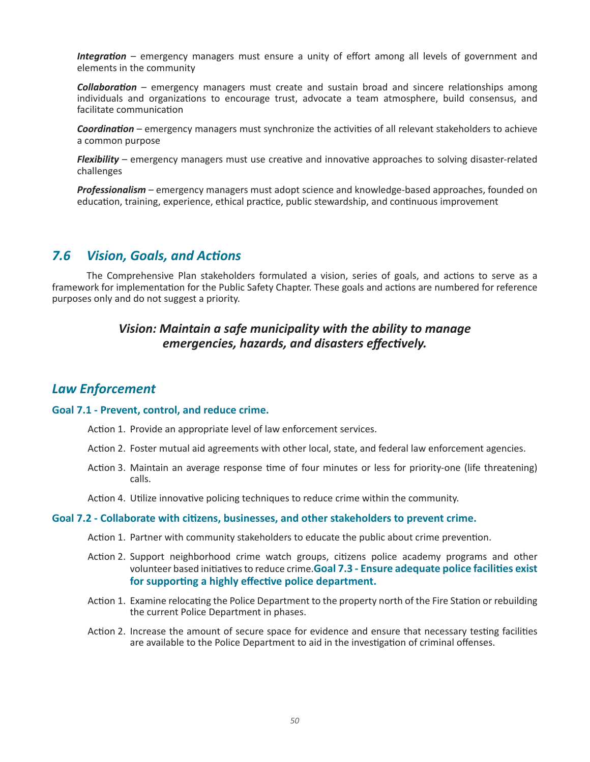***Integration*** – emergency managers must ensure a unity of effort among all levels of government and elements in the community

***Collaboration*** – emergency managers must create and sustain broad and sincere relationships among individuals and organizations to encourage trust, advocate a team atmosphere, build consensus, and facilitate communication

***Coordination*** – emergency managers must synchronize the activities of all relevant stakeholders to achieve a common purpose

***Flexibility*** – emergency managers must use creative and innovative approaches to solving disaster-related challenges

***Professionalism*** – emergency managers must adopt science and knowledge-based approaches, founded on education, training, experience, ethical practice, public stewardship, and continuous improvement

## *7.6 Vision, Goals, and Actions*

The Comprehensive Plan stakeholders formulated a vision, series of goals, and actions to serve as a framework for implementation for the Public Safety Chapter. These goals and actions are numbered for reference purposes only and do not suggest a priority.

***Vision: Maintain a safe municipality with the ability to manage emergencies, hazards, and disasters effectively.***

## *Law Enforcement*

### Goal 7.1 - Prevent, control, and reduce crime.

Action 1. Provide an appropriate level of law enforcement services.

Action 2. Foster mutual aid agreements with other local, state, and federal law enforcement agencies.

Action 3. Maintain an average response time of four minutes or less for priority-one (life threatening) calls.

Action 4. Utilize innovative policing techniques to reduce crime within the community.

### Goal 7.2 - Collaborate with citizens, businesses, and other stakeholders to prevent crime.

Action 1. Partner with community stakeholders to educate the public about crime prevention.

Action 2. Support neighborhood crime watch groups, citizens police academy programs and other volunteer based initiatives to reduce crime.

### Goal 7.3 - Ensure adequate police facilities exist for supporting a highly effective police department.

Action 1. Examine relocating the Police Department to the property north of the Fire Station or rebuilding the current Police Department in phases.

Action 2. Increase the amount of secure space for evidence and ensure that necessary testing facilities are available to the Police Department to aid in the investigation of criminal offenses.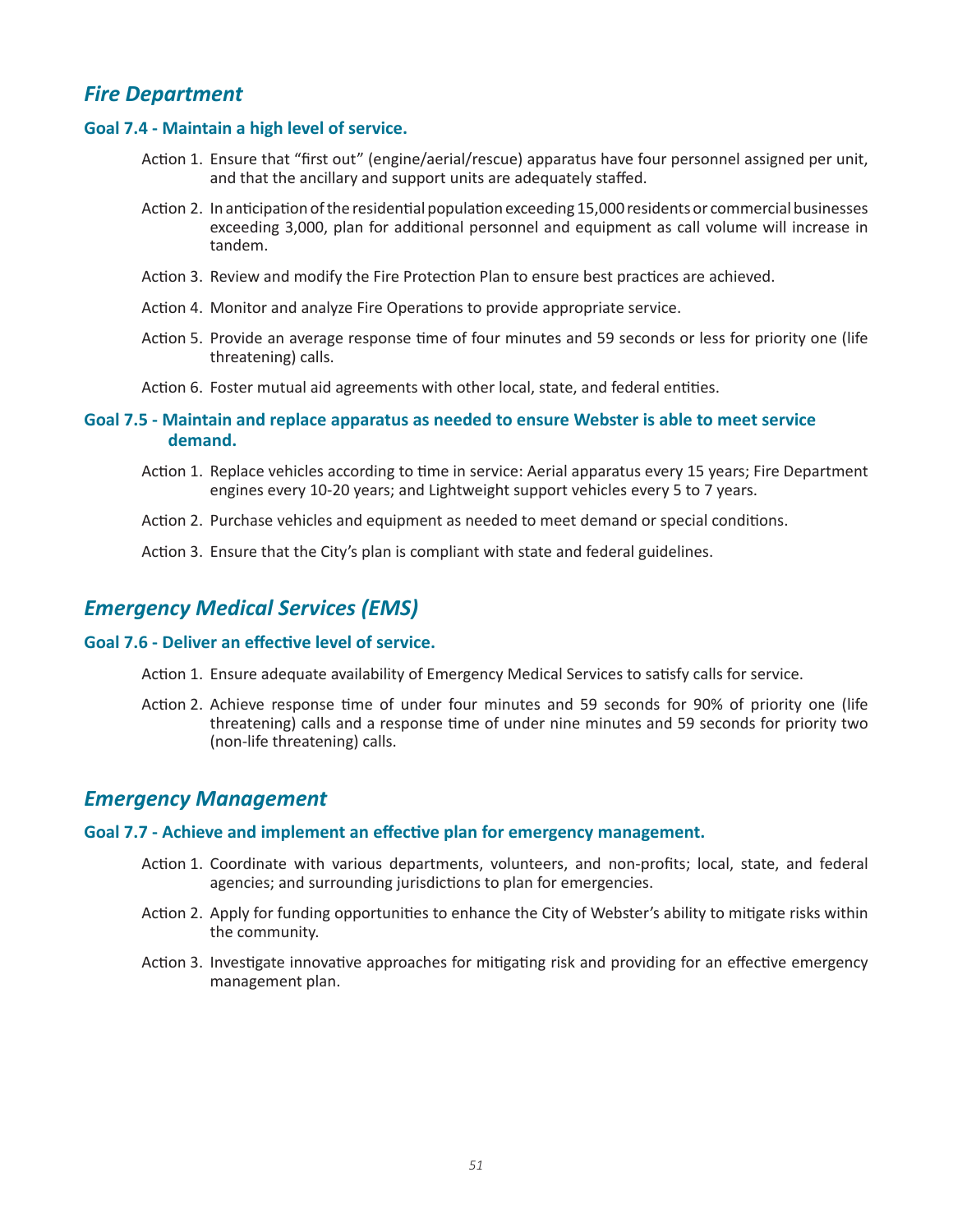## *Fire Department*

### Goal 7.4 - Maintain a high level of service.

Action 1. Ensure that "first out" (engine/aerial/rescue) apparatus have four personnel assigned per unit, and that the ancillary and support units are adequately staffed.

Action 2. In anticipation of the residential population exceeding 15,000 residents or commercial businesses exceeding 3,000, plan for additional personnel and equipment as call volume will increase in tandem.

Action 3. Review and modify the Fire Protection Plan to ensure best practices are achieved.

Action 4. Monitor and analyze Fire Operations to provide appropriate service.

Action 5. Provide an average response time of four minutes and 59 seconds or less for priority one (life threatening) calls.

Action 6. Foster mutual aid agreements with other local, state, and federal entities.

### Goal 7.5 - Maintain and replace apparatus as needed to ensure Webster is able to meet service demand.

Action 1. Replace vehicles according to time in service: Aerial apparatus every 15 years; Fire Department engines every 10-20 years; and Lightweight support vehicles every 5 to 7 years.

Action 2. Purchase vehicles and equipment as needed to meet demand or special conditions.

Action 3. Ensure that the City's plan is compliant with state and federal guidelines.

## *Emergency Medical Services (EMS)*

### Goal 7.6 - Deliver an effective level of service.

Action 1. Ensure adequate availability of Emergency Medical Services to satisfy calls for service.

Action 2. Achieve response time of under four minutes and 59 seconds for 90% of priority one (life threatening) calls and a response time of under nine minutes and 59 seconds for priority two (non-life threatening) calls.

## *Emergency Management*

### Goal 7.7 - Achieve and implement an effective plan for emergency management.

Action 1. Coordinate with various departments, volunteers, and non-profits; local, state, and federal agencies; and surrounding jurisdictions to plan for emergencies.

Action 2. Apply for funding opportunities to enhance the City of Webster's ability to mitigate risks within the community.

Action 3. Investigate innovative approaches for mitigating risk and providing for an effective emergency management plan.